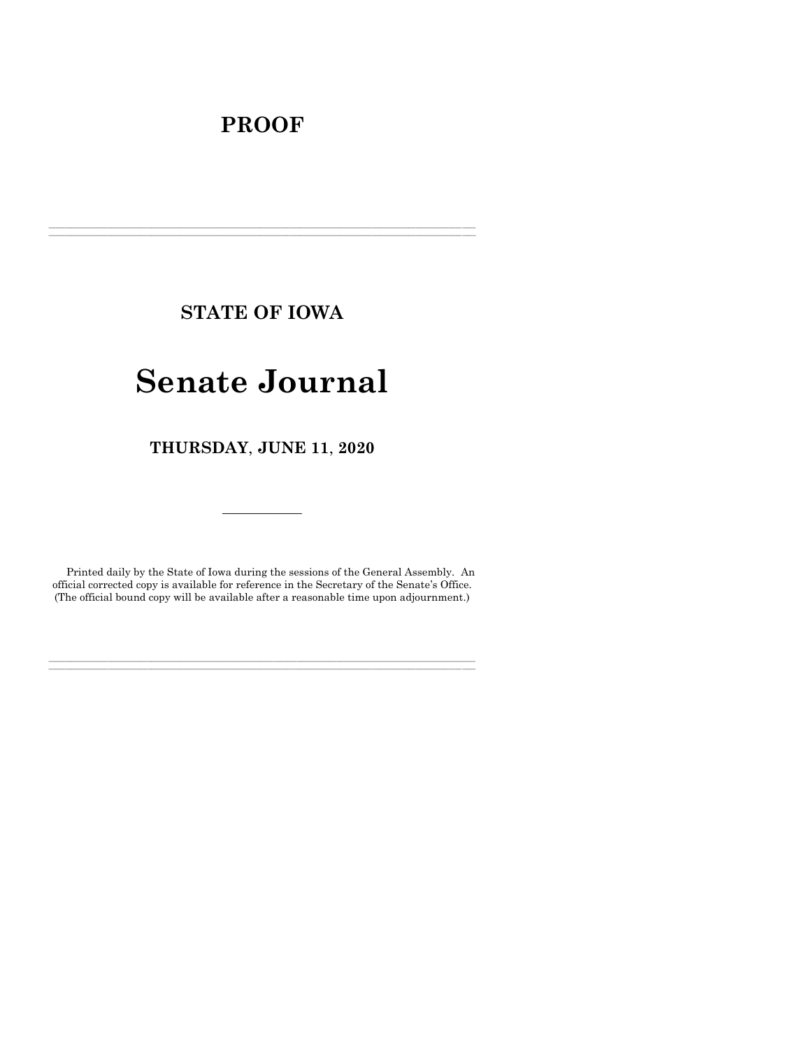# PROOF

---

## STATE OF IOWA

# Senate Journal

### THURSDAY, JUNE 11, 2020

---

Printed daily by the State of Iowa during the sessions of the General Assembly. An official corrected copy is available for reference in the Secretary of the Senate's Office. (The official bound copy will be available after a reasonable time upon adjournment.)

---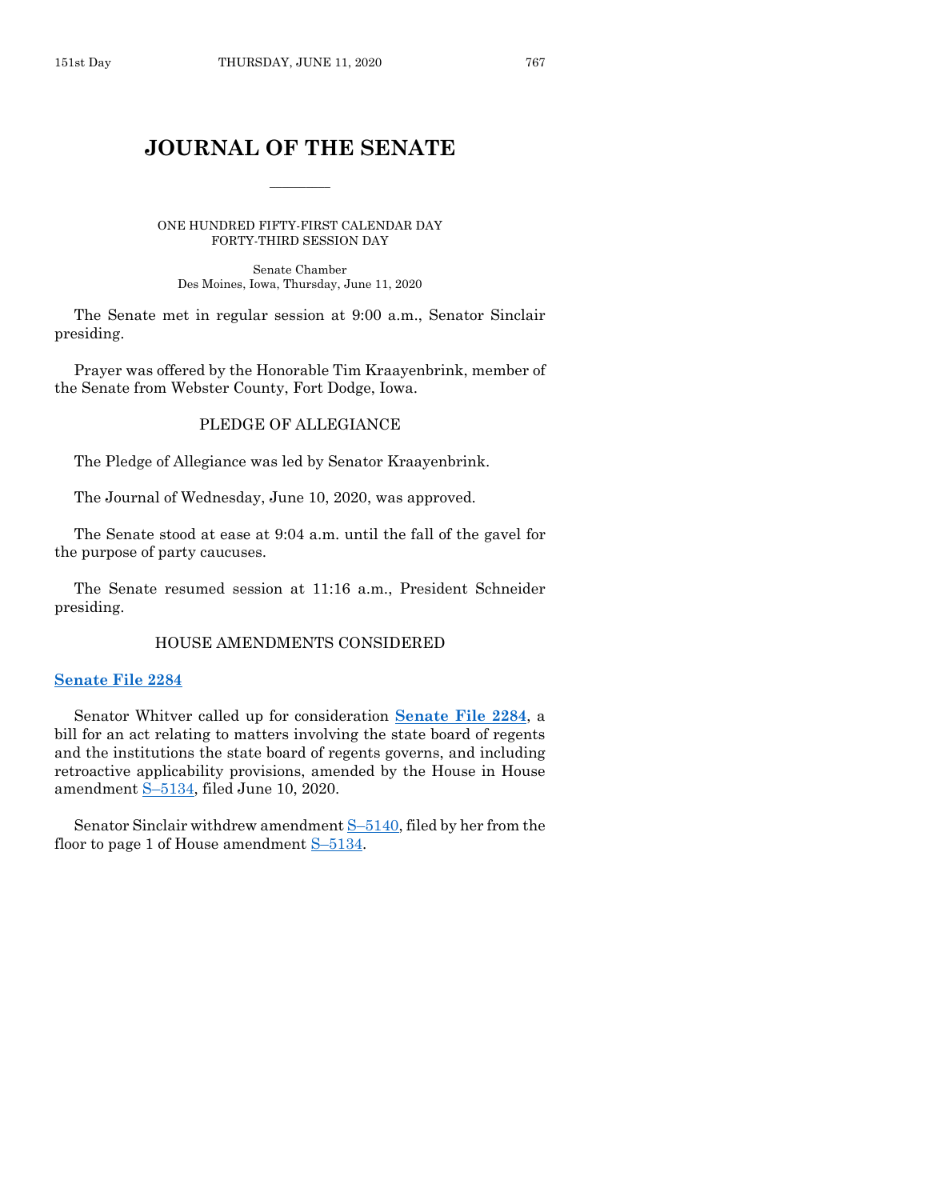# JOURNAL OF THE SENATE

ONE HUNDRED FIFTY-FIRST CALENDAR DAY
FORTY-THIRD SESSION DAY

Senate Chamber
Des Moines, Iowa, Thursday, June 11, 2020

The Senate met in regular session at 9:00 a.m., Senator Sinclair presiding.

Prayer was offered by the Honorable Tim Kraayenbrink, member of the Senate from Webster County, Fort Dodge, Iowa.

## PLEDGE OF ALLEGIANCE

The Pledge of Allegiance was led by Senator Kraayenbrink.

The Journal of Wednesday, June 10, 2020, was approved.

The Senate stood at ease at 9:04 a.m. until the fall of the gavel for the purpose of party caucuses.

The Senate resumed session at 11:16 a.m., President Schneider presiding.

## HOUSE AMENDMENTS CONSIDERED

**Senate File 2284**

Senator Whitver called up for consideration **Senate File 2284**, a bill for an act relating to matters involving the state board of regents and the institutions the state board of regents governs, and including retroactive applicability provisions, amended by the House in House amendment S–5134, filed June 10, 2020.

Senator Sinclair withdrew amendment S–5140, filed by her from the floor to page 1 of House amendment S–5134.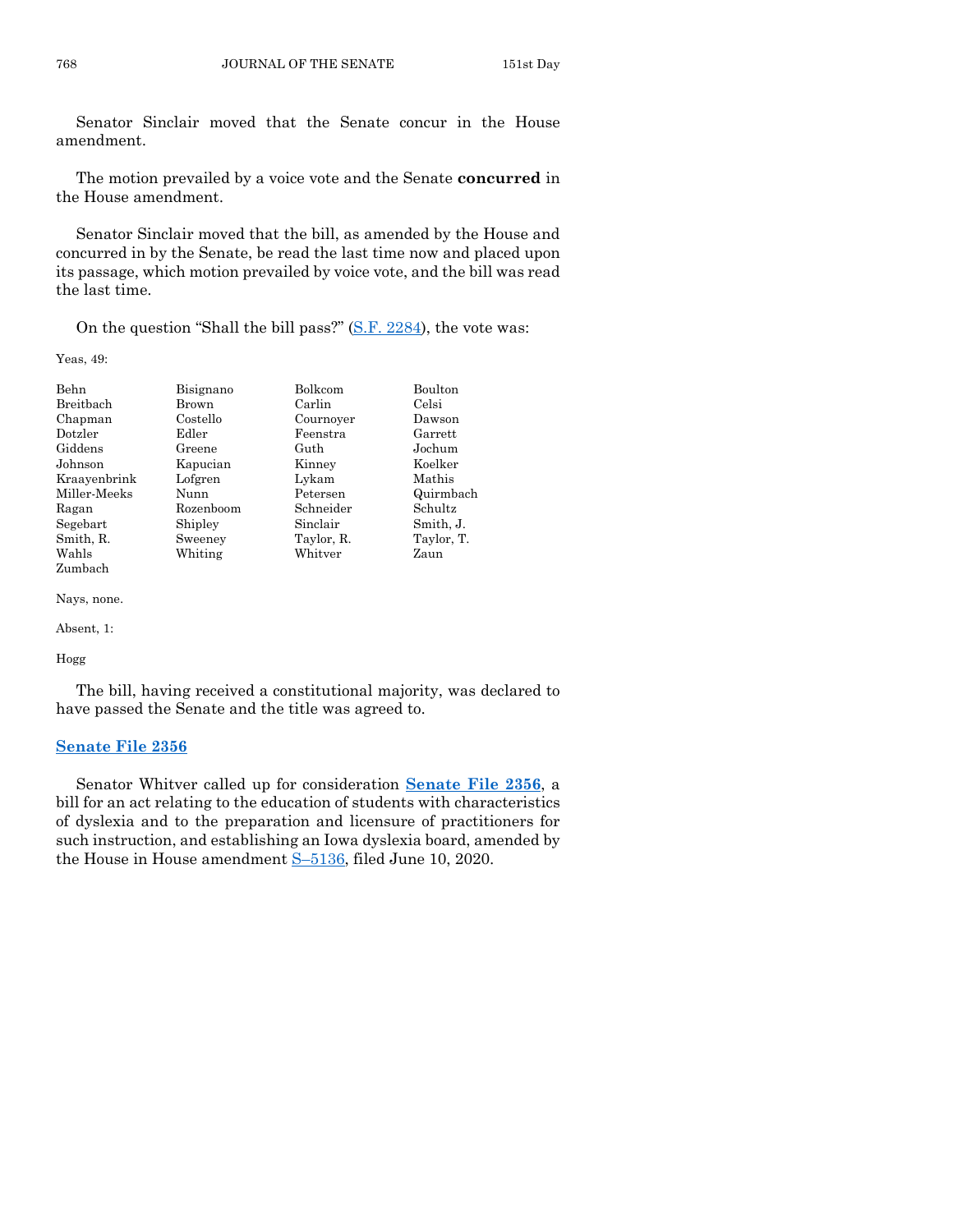Senator Sinclair moved that the Senate concur in the House amendment.

The motion prevailed by a voice vote and the Senate **concurred** in the House amendment.

Senator Sinclair moved that the bill, as amended by the House and concurred in by the Senate, be read the last time now and placed upon its passage, which motion prevailed by voice vote, and the bill was read the last time.

On the question "Shall the bill pass?" (S.F. 2284), the vote was:

Yeas, 49:

| | | | |
|---|---|---|---|
| Behn | Bisignano | Bolkcom | Boulton |
| Breitbach | Brown | Carlin | Celsi |
| Chapman | Costello | Cournoyer | Dawson |
| Dotzler | Edler | Feenstra | Garrett |
| Giddens | Greene | Guth | Jochum |
| Johnson | Kapucian | Kinney | Koelker |
| Kraayenbrink | Lofgren | Lykam | Mathis |
| Miller-Meeks | Nunn | Petersen | Quirmbach |
| Ragan | Rozenboom | Schneider | Schultz |
| Segebart | Shipley | Sinclair | Smith, J. |
| Smith, R. | Sweeney | Taylor, R. | Taylor, T. |
| Wahls | Whiting | Whitver | Zaun |
| Zumbach | | | |

Nays, none.

Absent, 1:

Hogg

The bill, having received a constitutional majority, was declared to have passed the Senate and the title was agreed to.

## Senate File 2356

Senator Whitver called up for consideration **Senate File 2356**, a bill for an act relating to the education of students with characteristics of dyslexia and to the preparation and licensure of practitioners for such instruction, and establishing an Iowa dyslexia board, amended by the House in House amendment S–5136, filed June 10, 2020.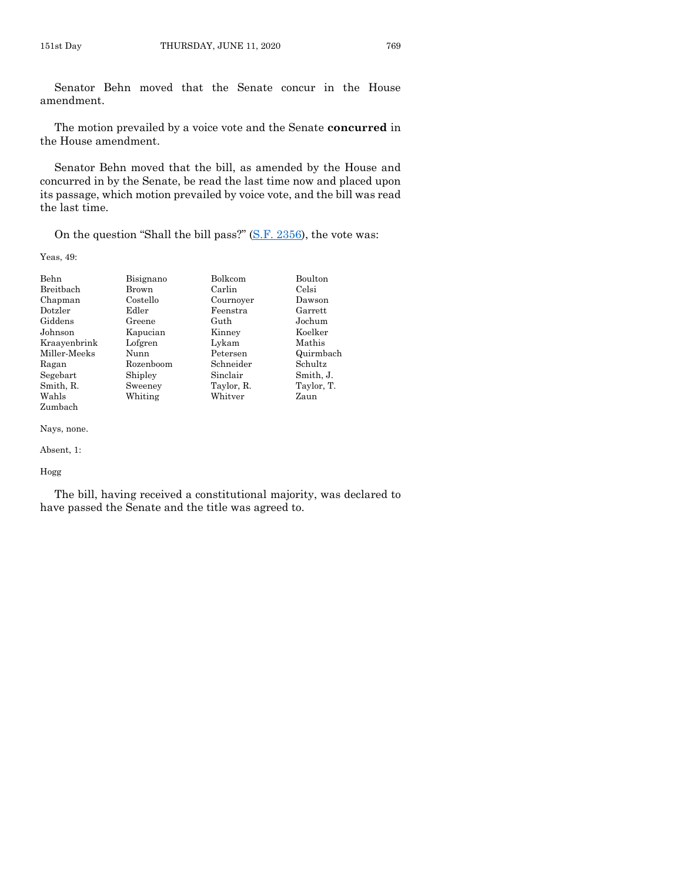Senator Behn moved that the Senate concur in the House amendment.

The motion prevailed by a voice vote and the Senate **concurred** in the House amendment.

Senator Behn moved that the bill, as amended by the House and concurred in by the Senate, be read the last time now and placed upon its passage, which motion prevailed by voice vote, and the bill was read the last time.

On the question "Shall the bill pass?" (S.F. 2356), the vote was:

Yeas, 49:

| | | | |
|---|---|---|---|
| Behn | Bisignano | Bolkcom | Boulton |
| Breitbach | Brown | Carlin | Celsi |
| Chapman | Costello | Cournoyer | Dawson |
| Dotzler | Edler | Feenstra | Garrett |
| Giddens | Greene | Guth | Jochum |
| Johnson | Kapucian | Kinney | Koelker |
| Kraayenbrink | Lofgren | Lykam | Mathis |
| Miller-Meeks | Nunn | Petersen | Quirmbach |
| Ragan | Rozenboom | Schneider | Schultz |
| Segebart | Shipley | Sinclair | Smith, J. |
| Smith, R. | Sweeney | Taylor, R. | Taylor, T. |
| Wahls | Whiting | Whitver | Zaun |
| Zumbach | | | |

Nays, none.

Absent, 1:

Hogg

The bill, having received a constitutional majority, was declared to have passed the Senate and the title was agreed to.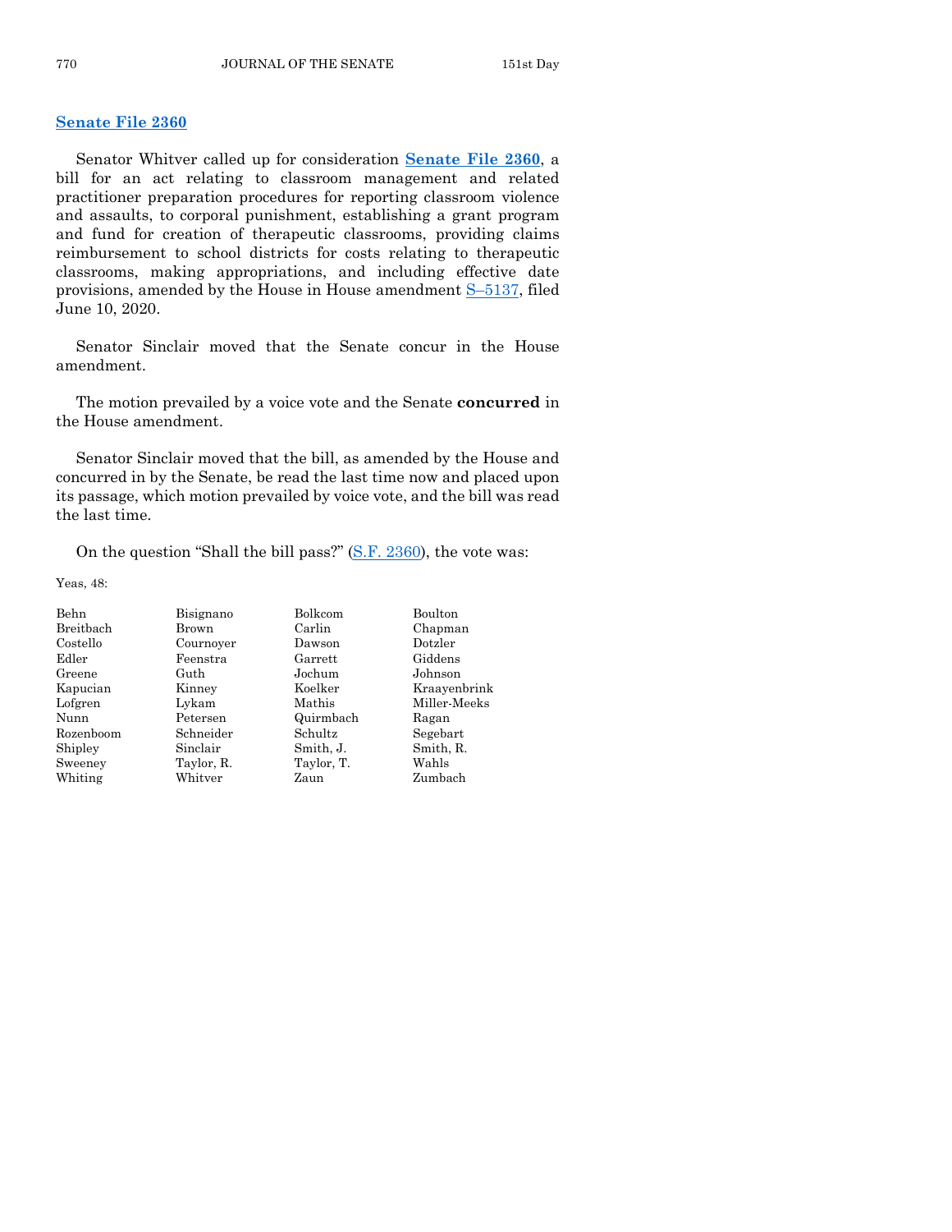## Senate File 2360

Senator Whitver called up for consideration **Senate File 2360**, a bill for an act relating to classroom management and related practitioner preparation procedures for reporting classroom violence and assaults, to corporal punishment, establishing a grant program and fund for creation of therapeutic classrooms, providing claims reimbursement to school districts for costs relating to therapeutic classrooms, making appropriations, and including effective date provisions, amended by the House in House amendment S–5137, filed June 10, 2020.

Senator Sinclair moved that the Senate concur in the House amendment.

The motion prevailed by a voice vote and the Senate **concurred** in the House amendment.

Senator Sinclair moved that the bill, as amended by the House and concurred in by the Senate, be read the last time now and placed upon its passage, which motion prevailed by voice vote, and the bill was read the last time.

On the question "Shall the bill pass?" (S.F. 2360), the vote was:

Yeas, 48:

| | | | |
|---|---|---|---|
| Behn | Bisignano | Bolkcom | Boulton |
| Breitbach | Brown | Carlin | Chapman |
| Costello | Cournoyer | Dawson | Dotzler |
| Edler | Feenstra | Garrett | Giddens |
| Greene | Guth | Jochum | Johnson |
| Kapucian | Kinney | Koelker | Kraayenbrink |
| Lofgren | Lykam | Mathis | Miller-Meeks |
| Nunn | Petersen | Quirmbach | Ragan |
| Rozenboom | Schneider | Schultz | Segebart |
| Shipley | Sinclair | Smith, J. | Smith, R. |
| Sweeney | Taylor, R. | Taylor, T. | Wahls |
| Whiting | Whitver | Zaun | Zumbach |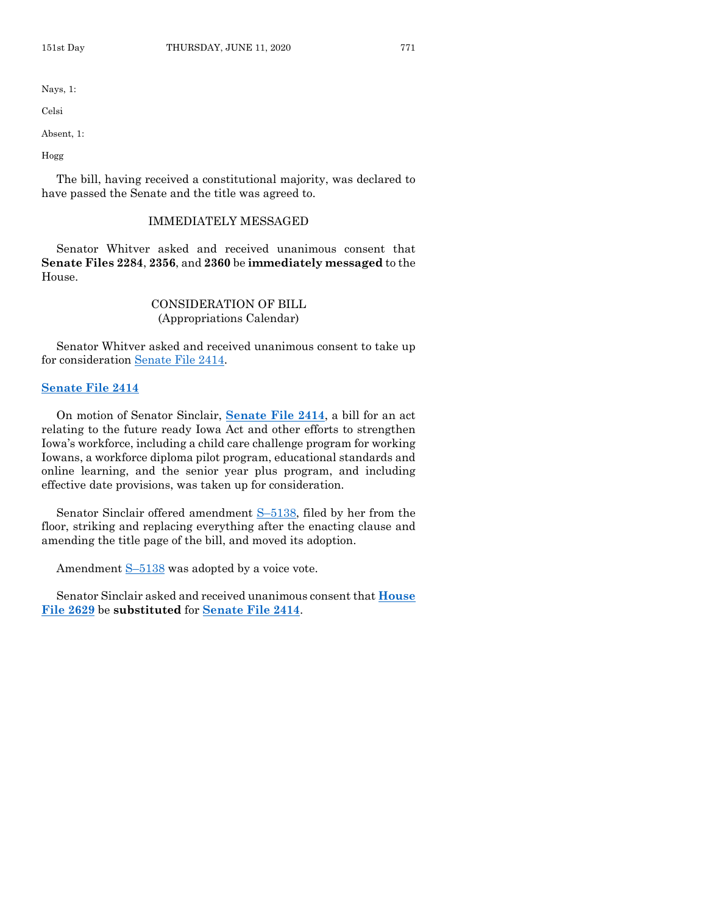Nays, 1:

Celsi

Absent, 1:

Hogg

The bill, having received a constitutional majority, was declared to have passed the Senate and the title was agreed to.

## IMMEDIATELY MESSAGED

Senator Whitver asked and received unanimous consent that **Senate Files 2284**, **2356**, and **2360** be **immediately messaged** to the House.

## CONSIDERATION OF BILL
(Appropriations Calendar)

Senator Whitver asked and received unanimous consent to take up for consideration Senate File 2414.

**Senate File 2414**

On motion of Senator Sinclair, **Senate File 2414**, a bill for an act relating to the future ready Iowa Act and other efforts to strengthen Iowa's workforce, including a child care challenge program for working Iowans, a workforce diploma pilot program, educational standards and online learning, and the senior year plus program, and including effective date provisions, was taken up for consideration.

Senator Sinclair offered amendment S–5138, filed by her from the floor, striking and replacing everything after the enacting clause and amending the title page of the bill, and moved its adoption.

Amendment S–5138 was adopted by a voice vote.

Senator Sinclair asked and received unanimous consent that **House File 2629** be **substituted** for **Senate File 2414**.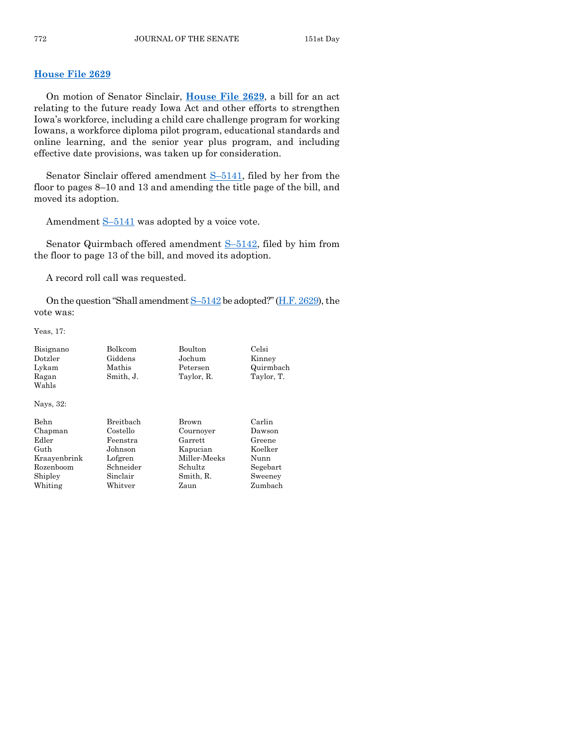## House File 2629

On motion of Senator Sinclair, **House File 2629**, a bill for an act relating to the future ready Iowa Act and other efforts to strengthen Iowa's workforce, including a child care challenge program for working Iowans, a workforce diploma pilot program, educational standards and online learning, and the senior year plus program, and including effective date provisions, was taken up for consideration.

Senator Sinclair offered amendment S–5141, filed by her from the floor to pages 8–10 and 13 and amending the title page of the bill, and moved its adoption.

Amendment S–5141 was adopted by a voice vote.

Senator Quirmbach offered amendment S–5142, filed by him from the floor to page 13 of the bill, and moved its adoption.

A record roll call was requested.

On the question "Shall amendment S–5142 be adopted?" (H.F. 2629), the vote was:

Yeas, 17:

| | | | |
|---|---|---|---|
| Bisignano | Bolkcom | Boulton | Celsi |
| Dotzler | Giddens | Jochum | Kinney |
| Lykam | Mathis | Petersen | Quirmbach |
| Ragan | Smith, J. | Taylor, R. | Taylor, T. |
| Wahls | | | |

Nays, 32:

| | | | |
|---|---|---|---|
| Behn | Breitbach | Brown | Carlin |
| Chapman | Costello | Cournoyer | Dawson |
| Edler | Feenstra | Garrett | Greene |
| Guth | Johnson | Kapucian | Koelker |
| Kraayenbrink | Lofgren | Miller-Meeks | Nunn |
| Rozenboom | Schneider | Schultz | Segebart |
| Shipley | Sinclair | Smith, R. | Sweeney |
| Whiting | Whitver | Zaun | Zumbach |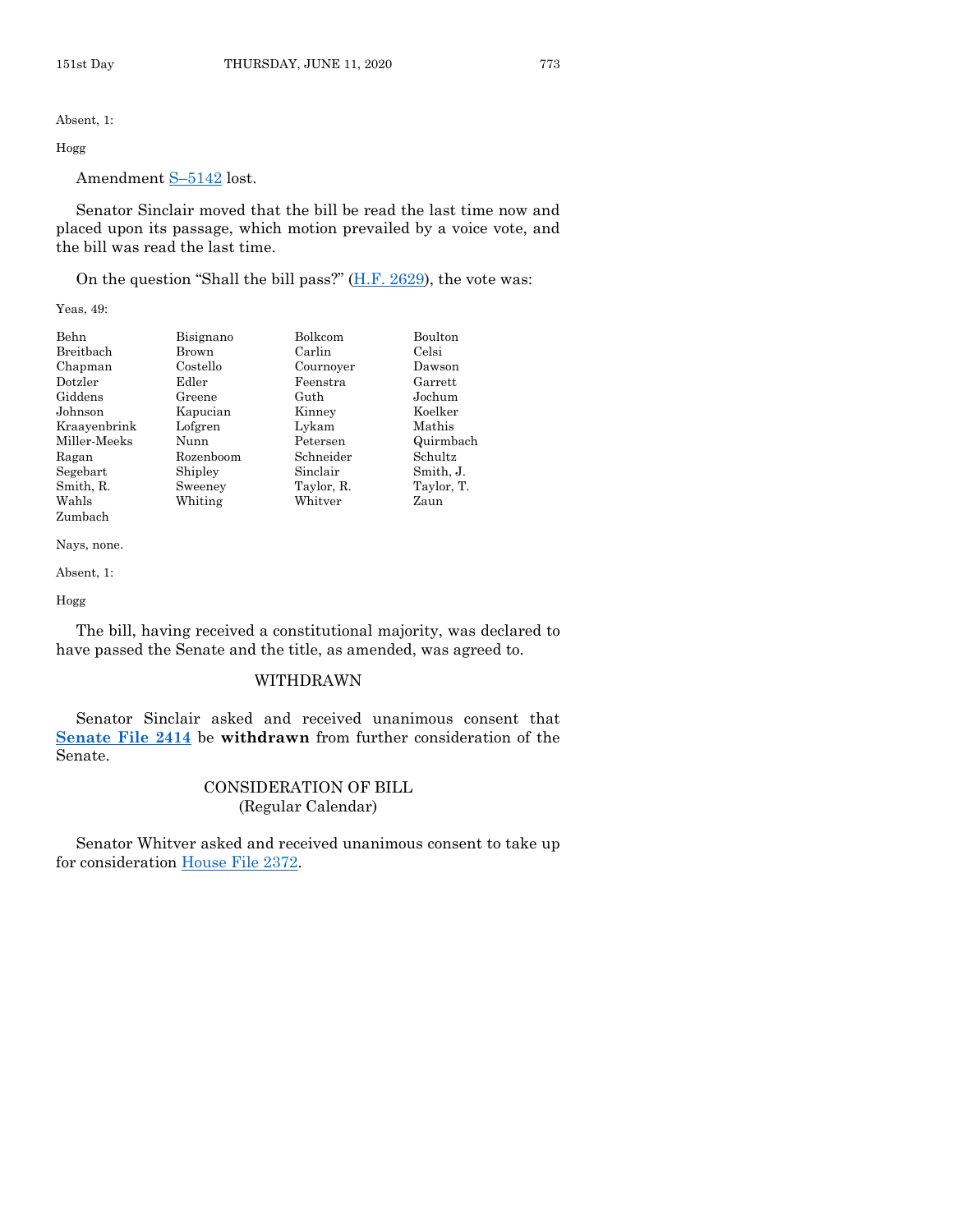Absent, 1:

Hogg

Amendment S–5142 lost.

Senator Sinclair moved that the bill be read the last time now and placed upon its passage, which motion prevailed by a voice vote, and the bill was read the last time.

On the question "Shall the bill pass?" (H.F. 2629), the vote was:

Yeas, 49:

| | | | |
|---|---|---|---|
| Behn | Bisignano | Bolkcom | Boulton |
| Breitbach | Brown | Carlin | Celsi |
| Chapman | Costello | Cournoyer | Dawson |
| Dotzler | Edler | Feenstra | Garrett |
| Giddens | Greene | Guth | Jochum |
| Johnson | Kapucian | Kinney | Koelker |
| Kraayenbrink | Lofgren | Lykam | Mathis |
| Miller-Meeks | Nunn | Petersen | Quirmbach |
| Ragan | Rozenboom | Schneider | Schultz |
| Segebart | Shipley | Sinclair | Smith, J. |
| Smith, R. | Sweeney | Taylor, R. | Taylor, T. |
| Wahls | Whiting | Whitver | Zaun |
| Zumbach | | | |

Nays, none.

Absent, 1:

Hogg

The bill, having received a constitutional majority, was declared to have passed the Senate and the title, as amended, was agreed to.

## WITHDRAWN

Senator Sinclair asked and received unanimous consent that **Senate File 2414** be **withdrawn** from further consideration of the Senate.

## CONSIDERATION OF BILL
(Regular Calendar)

Senator Whitver asked and received unanimous consent to take up for consideration House File 2372.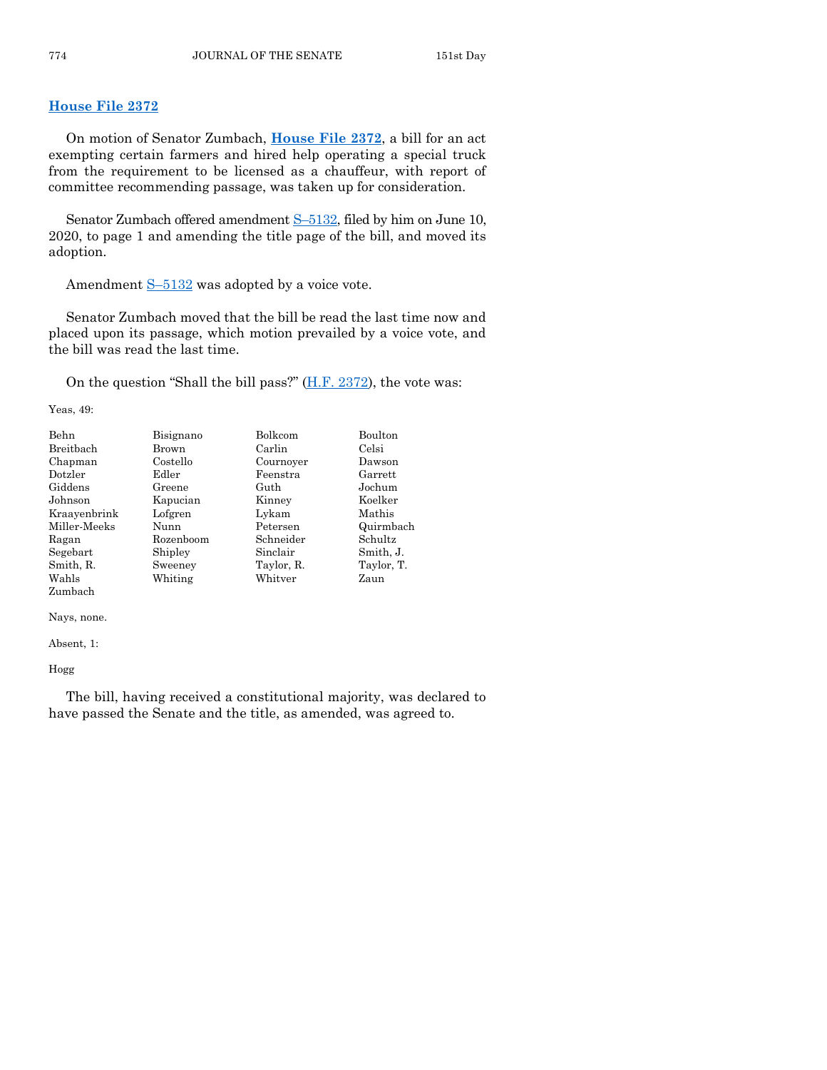## House File 2372

On motion of Senator Zumbach, **House File 2372**, a bill for an act exempting certain farmers and hired help operating a special truck from the requirement to be licensed as a chauffeur, with report of committee recommending passage, was taken up for consideration.

Senator Zumbach offered amendment S–5132, filed by him on June 10, 2020, to page 1 and amending the title page of the bill, and moved its adoption.

Amendment S–5132 was adopted by a voice vote.

Senator Zumbach moved that the bill be read the last time now and placed upon its passage, which motion prevailed by a voice vote, and the bill was read the last time.

On the question "Shall the bill pass?" (H.F. 2372), the vote was:

Yeas, 49:

| | | | |
|---|---|---|---|
| Behn | Bisignano | Bolkcom | Boulton |
| Breitbach | Brown | Carlin | Celsi |
| Chapman | Costello | Cournoyer | Dawson |
| Dotzler | Edler | Feenstra | Garrett |
| Giddens | Greene | Guth | Jochum |
| Johnson | Kapucian | Kinney | Koelker |
| Kraayenbrink | Lofgren | Lykam | Mathis |
| Miller-Meeks | Nunn | Petersen | Quirmbach |
| Ragan | Rozenboom | Schneider | Schultz |
| Segebart | Shipley | Sinclair | Smith, J. |
| Smith, R. | Sweeney | Taylor, R. | Taylor, T. |
| Wahls | Whiting | Whitver | Zaun |
| Zumbach | | | |

Nays, none.

Absent, 1:

Hogg

The bill, having received a constitutional majority, was declared to have passed the Senate and the title, as amended, was agreed to.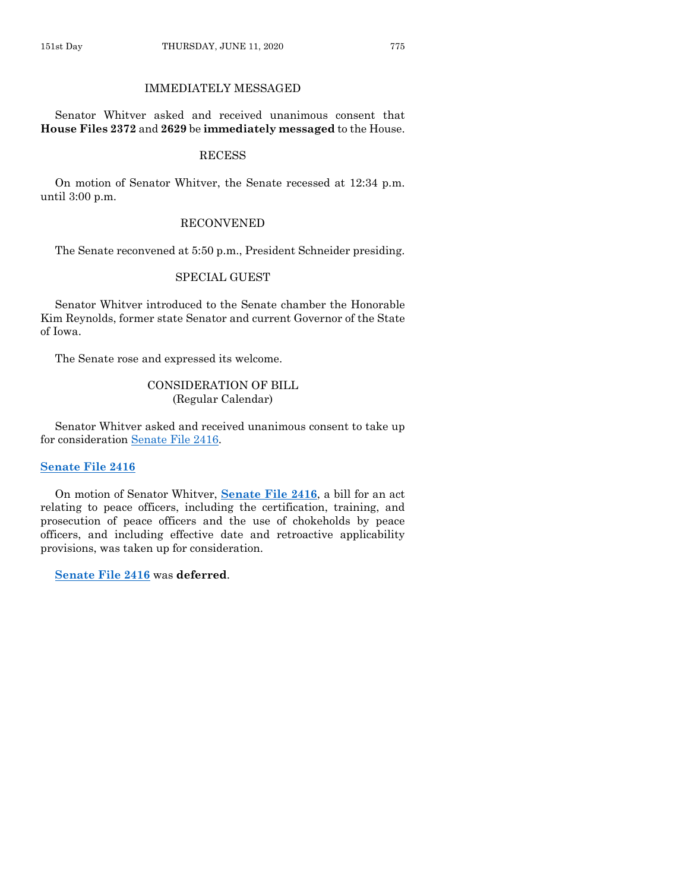## IMMEDIATELY MESSAGED

Senator Whitver asked and received unanimous consent that **House Files 2372** and **2629** be **immediately messaged** to the House.

## RECESS

On motion of Senator Whitver, the Senate recessed at 12:34 p.m. until 3:00 p.m.

## RECONVENED

The Senate reconvened at 5:50 p.m., President Schneider presiding.

## SPECIAL GUEST

Senator Whitver introduced to the Senate chamber the Honorable Kim Reynolds, former state Senator and current Governor of the State of Iowa.

The Senate rose and expressed its welcome.

## CONSIDERATION OF BILL
(Regular Calendar)

Senator Whitver asked and received unanimous consent to take up for consideration Senate File 2416.

**Senate File 2416**

On motion of Senator Whitver, **Senate File 2416**, a bill for an act relating to peace officers, including the certification, training, and prosecution of peace officers and the use of chokeholds by peace officers, and including effective date and retroactive applicability provisions, was taken up for consideration.

**Senate File 2416** was **deferred**.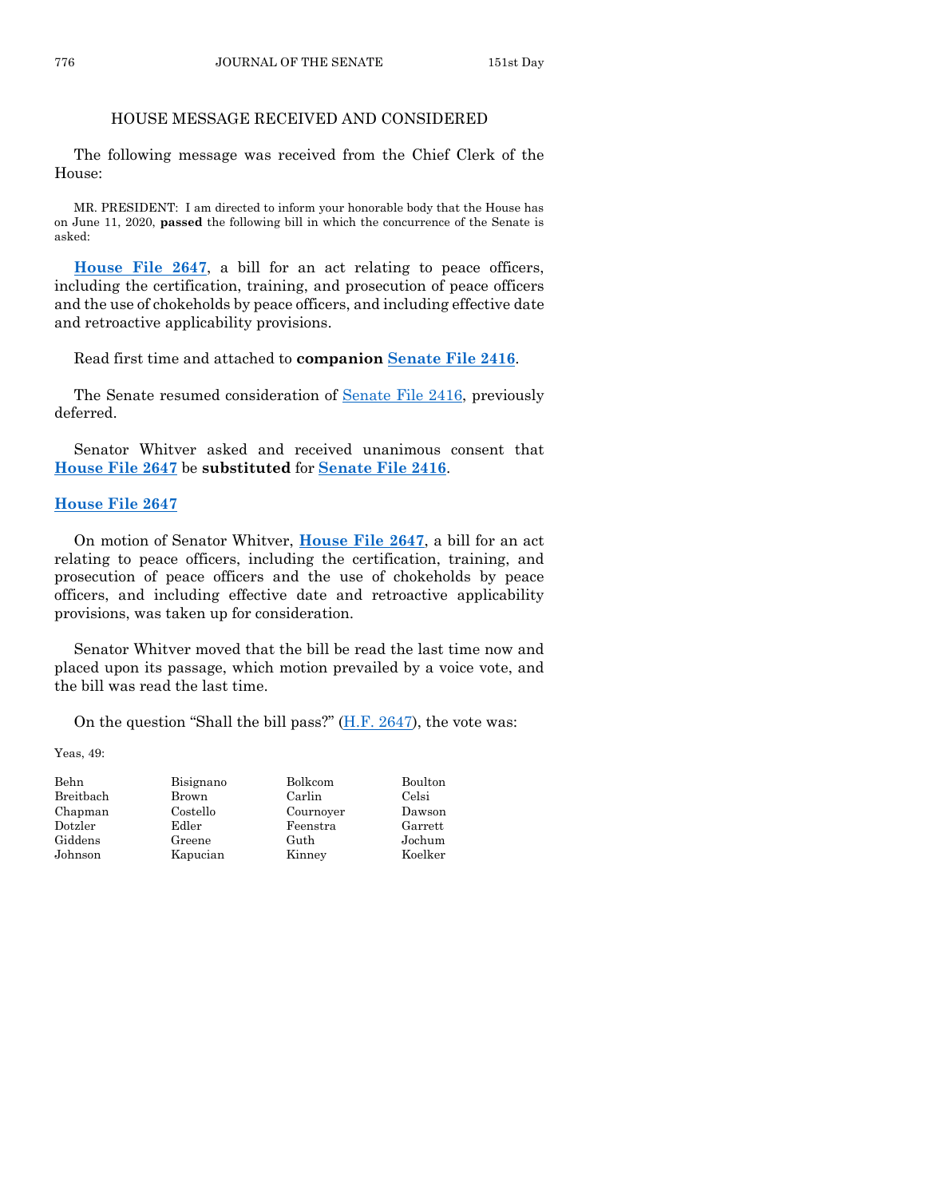## HOUSE MESSAGE RECEIVED AND CONSIDERED

The following message was received from the Chief Clerk of the House:

MR. PRESIDENT: I am directed to inform your honorable body that the House has on June 11, 2020, **passed** the following bill in which the concurrence of the Senate is asked:

**House File 2647**, a bill for an act relating to peace officers, including the certification, training, and prosecution of peace officers and the use of chokeholds by peace officers, and including effective date and retroactive applicability provisions.

Read first time and attached to **companion Senate File 2416**.

The Senate resumed consideration of Senate File 2416, previously deferred.

Senator Whitver asked and received unanimous consent that **House File 2647** be **substituted** for **Senate File 2416**.

**House File 2647**

On motion of Senator Whitver, **House File 2647**, a bill for an act relating to peace officers, including the certification, training, and prosecution of peace officers and the use of chokeholds by peace officers, and including effective date and retroactive applicability provisions, was taken up for consideration.

Senator Whitver moved that the bill be read the last time now and placed upon its passage, which motion prevailed by a voice vote, and the bill was read the last time.

On the question "Shall the bill pass?" (H.F. 2647), the vote was:

Yeas, 49:

| | | | |
|---|---|---|---|
| Behn | Bisignano | Bolkcom | Boulton |
| Breitbach | Brown | Carlin | Celsi |
| Chapman | Costello | Cournoyer | Dawson |
| Dotzler | Edler | Feenstra | Garrett |
| Giddens | Greene | Guth | Jochum |
| Johnson | Kapucian | Kinney | Koelker |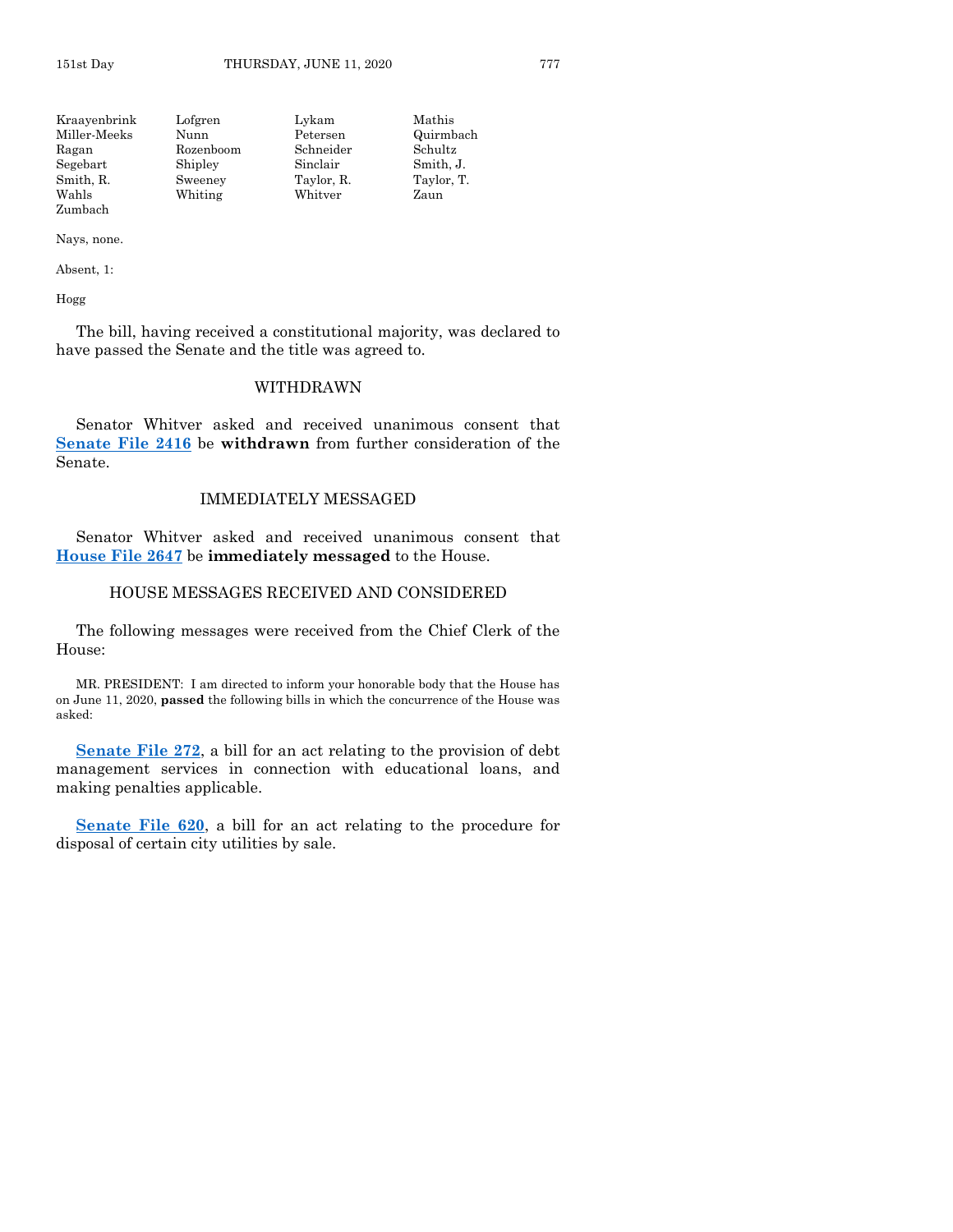| Kraayenbrink | Lofgren | Lykam | Mathis |
|---|---|---|---|
| Miller-Meeks | Nunn | Petersen | Quirmbach |
| Ragan | Rozenboom | Schneider | Schultz |
| Segebart | Shipley | Sinclair | Smith, J. |
| Smith, R. | Sweeney | Taylor, R. | Taylor, T. |
| Wahls | Whiting | Whitver | Zaun |
| Zumbach | | | |

Nays, none.

Absent, 1:

Hogg

The bill, having received a constitutional majority, was declared to have passed the Senate and the title was agreed to.

## WITHDRAWN

Senator Whitver asked and received unanimous consent that **Senate File 2416** be **withdrawn** from further consideration of the Senate.

## IMMEDIATELY MESSAGED

Senator Whitver asked and received unanimous consent that **House File 2647** be **immediately messaged** to the House.

## HOUSE MESSAGES RECEIVED AND CONSIDERED

The following messages were received from the Chief Clerk of the House:

MR. PRESIDENT: I am directed to inform your honorable body that the House has on June 11, 2020, **passed** the following bills in which the concurrence of the House was asked:

**Senate File 272**, a bill for an act relating to the provision of debt management services in connection with educational loans, and making penalties applicable.

**Senate File 620**, a bill for an act relating to the procedure for disposal of certain city utilities by sale.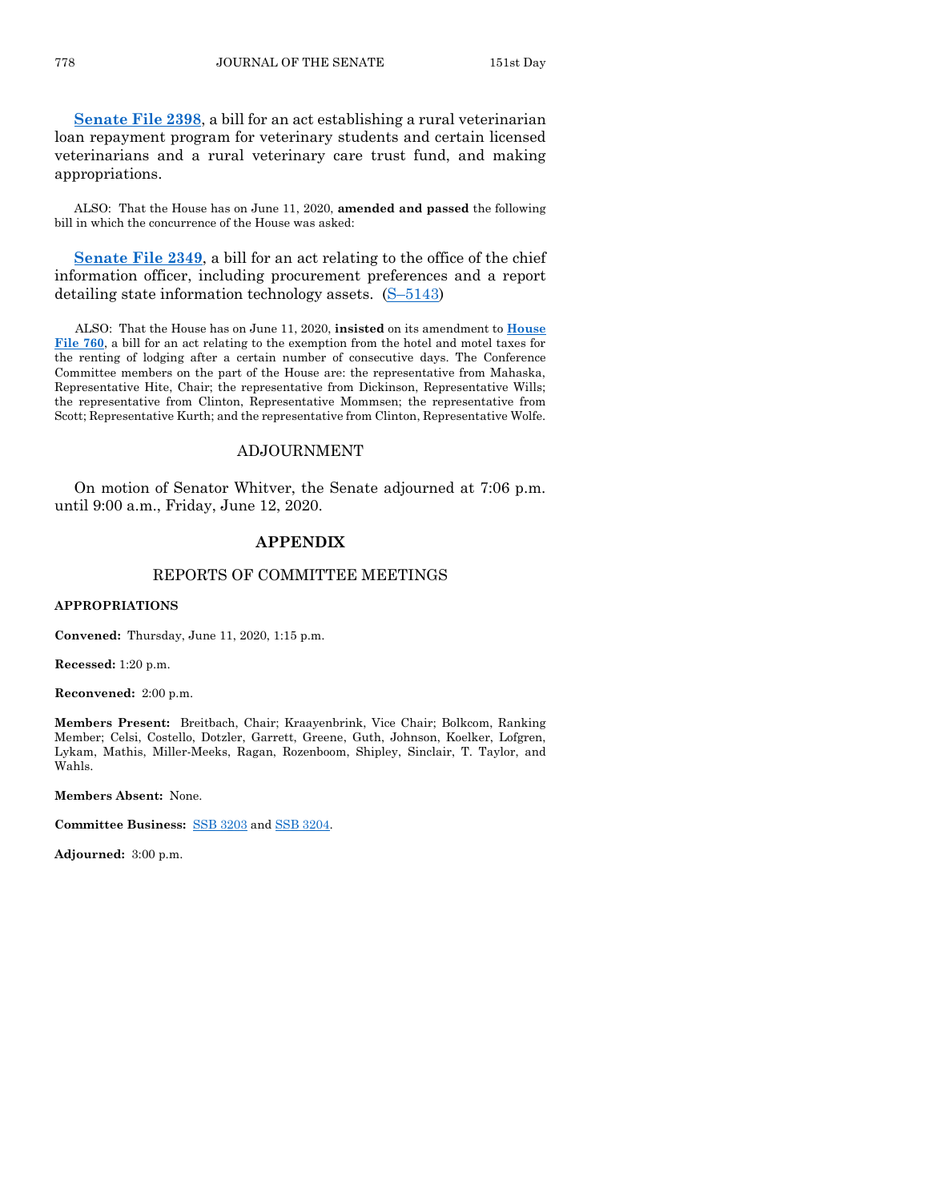**Senate File 2398**, a bill for an act establishing a rural veterinarian loan repayment program for veterinary students and certain licensed veterinarians and a rural veterinary care trust fund, and making appropriations.

ALSO: That the House has on June 11, 2020, **amended and passed** the following bill in which the concurrence of the House was asked:

**Senate File 2349**, a bill for an act relating to the office of the chief information officer, including procurement preferences and a report detailing state information technology assets. (S–5143)

ALSO: That the House has on June 11, 2020, **insisted** on its amendment to **House File 760**, a bill for an act relating to the exemption from the hotel and motel taxes for the renting of lodging after a certain number of consecutive days. The Conference Committee members on the part of the House are: the representative from Mahaska, Representative Hite, Chair; the representative from Dickinson, Representative Wills; the representative from Clinton, Representative Mommsen; the representative from Scott; Representative Kurth; and the representative from Clinton, Representative Wolfe.

## ADJOURNMENT

On motion of Senator Whitver, the Senate adjourned at 7:06 p.m. until 9:00 a.m., Friday, June 12, 2020.

## APPENDIX

### REPORTS OF COMMITTEE MEETINGS

**APPROPRIATIONS**

**Convened:** Thursday, June 11, 2020, 1:15 p.m.

**Recessed:** 1:20 p.m.

**Reconvened:** 2:00 p.m.

**Members Present:** Breitbach, Chair; Kraayenbrink, Vice Chair; Bolkcom, Ranking Member; Celsi, Costello, Dotzler, Garrett, Greene, Guth, Johnson, Koelker, Lofgren, Lykam, Mathis, Miller-Meeks, Ragan, Rozenboom, Shipley, Sinclair, T. Taylor, and Wahls.

**Members Absent:** None.

**Committee Business:** SSB 3203 and SSB 3204.

**Adjourned:** 3:00 p.m.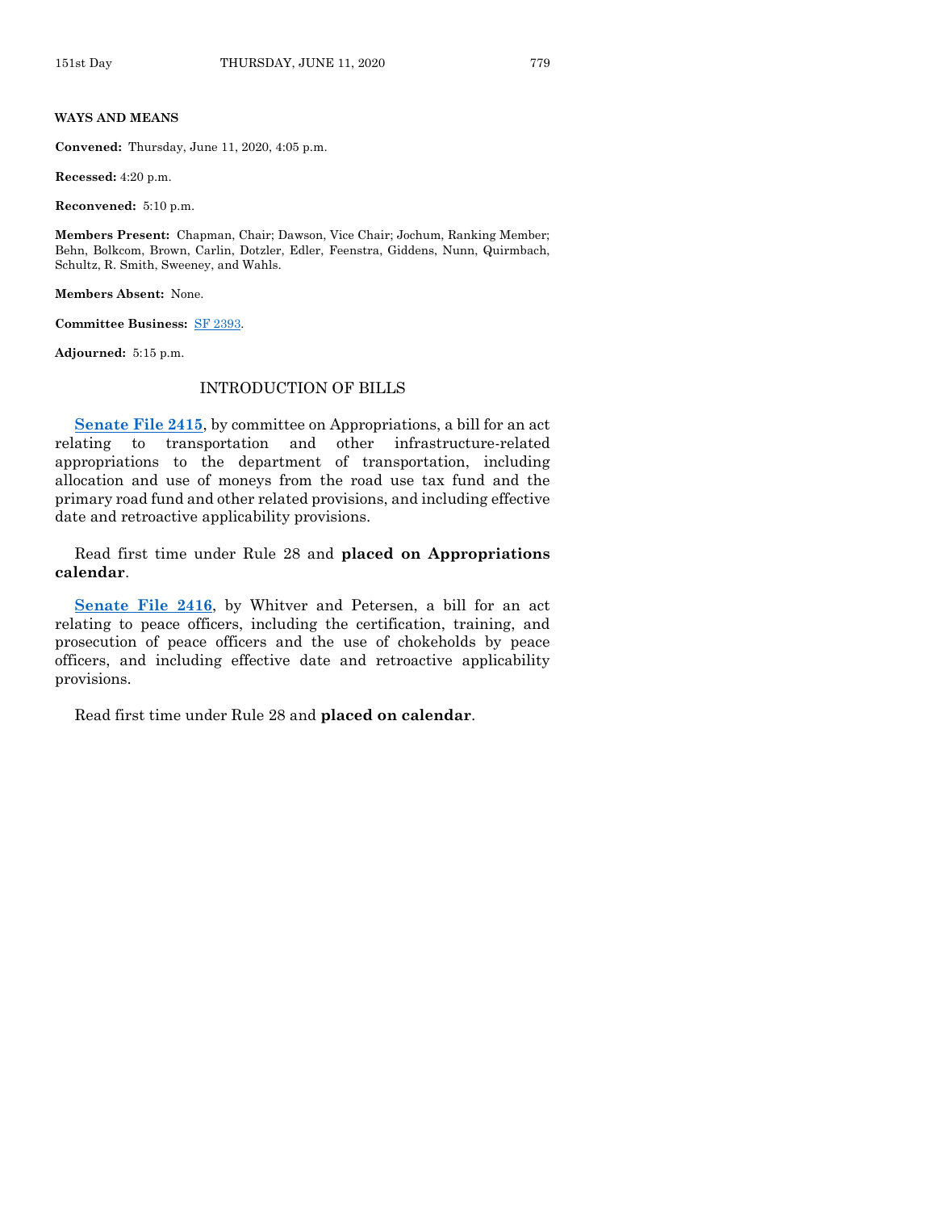**WAYS AND MEANS**

**Convened:** Thursday, June 11, 2020, 4:05 p.m.

**Recessed:** 4:20 p.m.

**Reconvened:** 5:10 p.m.

**Members Present:** Chapman, Chair; Dawson, Vice Chair; Jochum, Ranking Member; Behn, Bolkcom, Brown, Carlin, Dotzler, Edler, Feenstra, Giddens, Nunn, Quirmbach, Schultz, R. Smith, Sweeney, and Wahls.

**Members Absent:** None.

**Committee Business:** SF 2393.

**Adjourned:** 5:15 p.m.

## INTRODUCTION OF BILLS

**Senate File 2415**, by committee on Appropriations, a bill for an act relating to transportation and other infrastructure-related appropriations to the department of transportation, including allocation and use of moneys from the road use tax fund and the primary road fund and other related provisions, and including effective date and retroactive applicability provisions.

Read first time under Rule 28 and **placed on Appropriations calendar**.

**Senate File 2416**, by Whitver and Petersen, a bill for an act relating to peace officers, including the certification, training, and prosecution of peace officers and the use of chokeholds by peace officers, and including effective date and retroactive applicability provisions.

Read first time under Rule 28 and **placed on calendar**.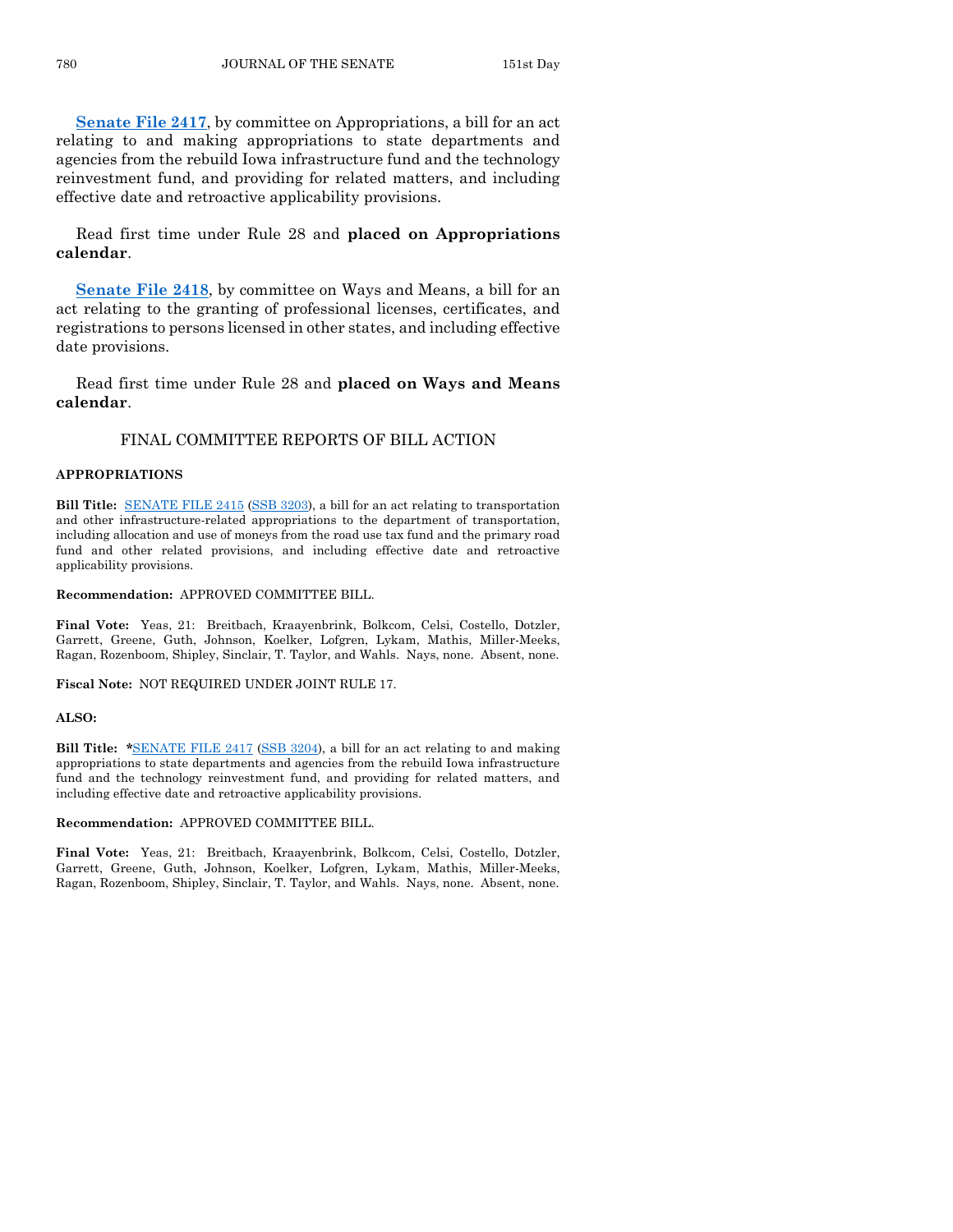**Senate File 2417**, by committee on Appropriations, a bill for an act relating to and making appropriations to state departments and agencies from the rebuild Iowa infrastructure fund and the technology reinvestment fund, and providing for related matters, and including effective date and retroactive applicability provisions.

Read first time under Rule 28 and **placed on Appropriations calendar**.

**Senate File 2418**, by committee on Ways and Means, a bill for an act relating to the granting of professional licenses, certificates, and registrations to persons licensed in other states, and including effective date provisions.

Read first time under Rule 28 and **placed on Ways and Means calendar**.

## FINAL COMMITTEE REPORTS OF BILL ACTION

**APPROPRIATIONS**

**Bill Title:** SENATE FILE 2415 (SSB 3203), a bill for an act relating to transportation and other infrastructure-related appropriations to the department of transportation, including allocation and use of moneys from the road use tax fund and the primary road fund and other related provisions, and including effective date and retroactive applicability provisions.

**Recommendation:** APPROVED COMMITTEE BILL.

**Final Vote:** Yeas, 21: Breitbach, Kraayenbrink, Bolkcom, Celsi, Costello, Dotzler, Garrett, Greene, Guth, Johnson, Koelker, Lofgren, Lykam, Mathis, Miller-Meeks, Ragan, Rozenboom, Shipley, Sinclair, T. Taylor, and Wahls. Nays, none. Absent, none.

**Fiscal Note:** NOT REQUIRED UNDER JOINT RULE 17.

**ALSO:**

**Bill Title:** ***SENATE FILE 2417** (SSB 3204), a bill for an act relating to and making appropriations to state departments and agencies from the rebuild Iowa infrastructure fund and the technology reinvestment fund, and providing for related matters, and including effective date and retroactive applicability provisions.

**Recommendation:** APPROVED COMMITTEE BILL.

**Final Vote:** Yeas, 21: Breitbach, Kraayenbrink, Bolkcom, Celsi, Costello, Dotzler, Garrett, Greene, Guth, Johnson, Koelker, Lofgren, Lykam, Mathis, Miller-Meeks, Ragan, Rozenboom, Shipley, Sinclair, T. Taylor, and Wahls. Nays, none. Absent, none.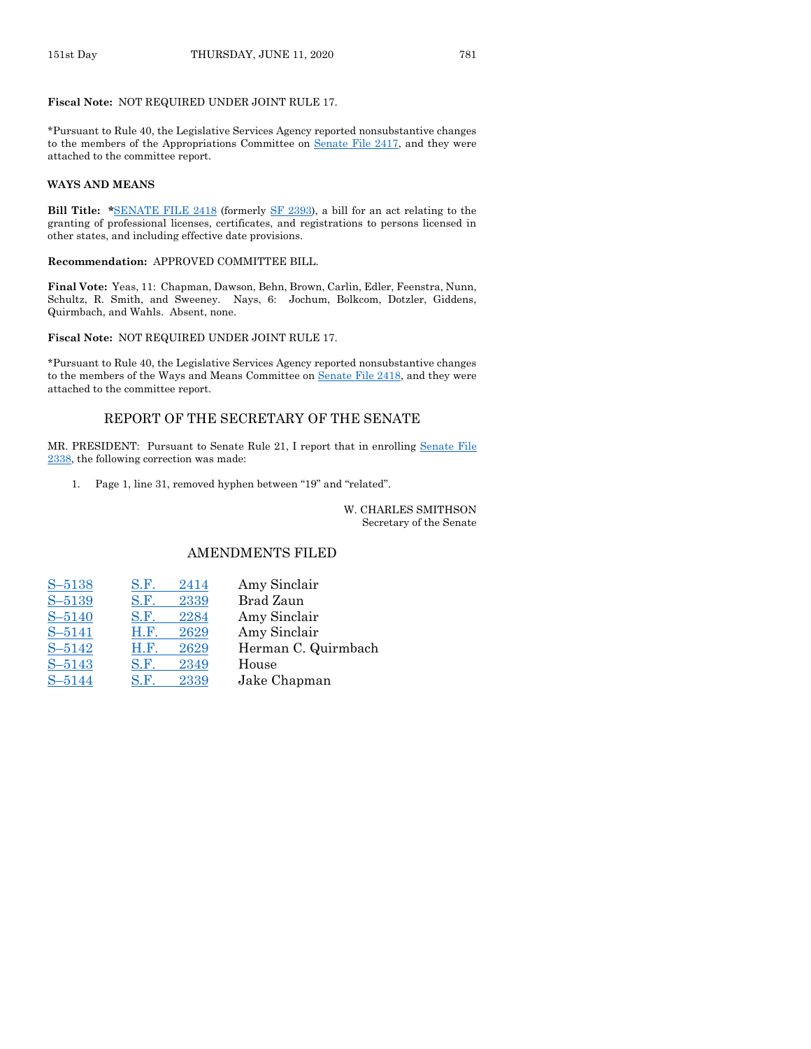**Fiscal Note:** NOT REQUIRED UNDER JOINT RULE 17.

*Pursuant to Rule 40, the Legislative Services Agency reported nonsubstantive changes to the members of the Appropriations Committee on Senate File 2417, and they were attached to the committee report.

### WAYS AND MEANS

**Bill Title:** *SENATE FILE 2418 (formerly SF 2393), a bill for an act relating to the granting of professional licenses, certificates, and registrations to persons licensed in other states, and including effective date provisions.

**Recommendation:** APPROVED COMMITTEE BILL.

**Final Vote:** Yeas, 11: Chapman, Dawson, Behn, Brown, Carlin, Edler, Feenstra, Nunn, Schultz, R. Smith, and Sweeney. Nays, 6: Jochum, Bolkcom, Dotzler, Giddens, Quirmbach, and Wahls. Absent, none.

**Fiscal Note:** NOT REQUIRED UNDER JOINT RULE 17.

*Pursuant to Rule 40, the Legislative Services Agency reported nonsubstantive changes to the members of the Ways and Means Committee on Senate File 2418, and they were attached to the committee report.

## REPORT OF THE SECRETARY OF THE SENATE

MR. PRESIDENT: Pursuant to Senate Rule 21, I report that in enrolling Senate File 2338, the following correction was made:

1. Page 1, line 31, removed hyphen between "19" and "related".

W. CHARLES SMITHSON
Secretary of the Senate

## AMENDMENTS FILED

| | | |
|---|---|---|
| S–5138 | S.F. 2414 | Amy Sinclair |
| S–5139 | S.F. 2339 | Brad Zaun |
| S–5140 | S.F. 2284 | Amy Sinclair |
| S–5141 | H.F. 2629 | Amy Sinclair |
| S–5142 | H.F. 2629 | Herman C. Quirmbach |
| S–5143 | S.F. 2349 | House |
| S–5144 | S.F. 2339 | Jake Chapman |